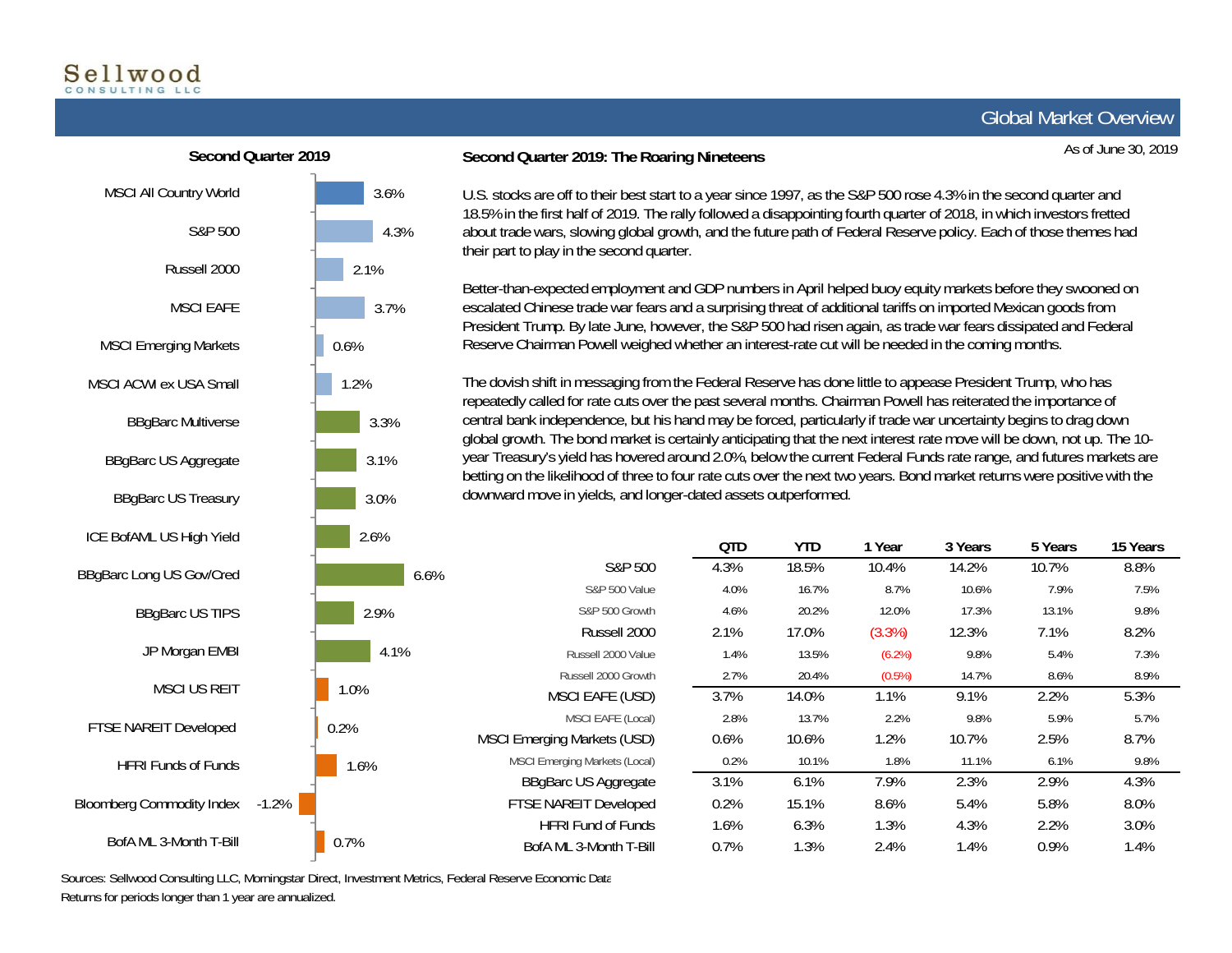Sellwood CONSULTING LLC

# Global Market Overview

As of June 30, 2019

## Second Quarter 2019

| Index | Return |
|---|---|
| MSCI All Country World | 3.6% |
| S&P 500 | 4.3% |
| Russell 2000 | 2.1% |
| MSCI EAFE | 3.7% |
| MSCI Emerging Markets | 0.6% |
| MSCI ACWI ex USA Small | 1.2% |
| BBgBarc Multiverse | 3.3% |
| BBgBarc US Aggregate | 3.1% |
| BBgBarc US Treasury | 3.0% |
| ICE BofAML US High Yield | 2.6% |
| BBgBarc Long US Gov/Cred | 6.6% |
| BBgBarc US TIPS | 2.9% |
| JP Morgan EMBI | 4.1% |
| MSCI US REIT | 1.0% |
| FTSE NAREIT Developed | 0.2% |
| HFRI Funds of Funds | 1.6% |
| Bloomberg Commodity Index | -1.2% |
| BofA ML 3-Month T-Bill | 0.7% |

## Second Quarter 2019: The Roaring Nineteens

U.S. stocks are off to their best start to a year since 1997, as the S&P 500 rose 4.3% in the second quarter and 18.5% in the first half of 2019. The rally followed a disappointing fourth quarter of 2018, in which investors fretted about trade wars, slowing global growth, and the future path of Federal Reserve policy. Each of those themes had their part to play in the second quarter.

Better-than-expected employment and GDP numbers in April helped buoy equity markets before they swooned on escalated Chinese trade war fears and a surprising threat of additional tariffs on imported Mexican goods from President Trump. By late June, however, the S&P 500 had risen again, as trade war fears dissipated and Federal Reserve Chairman Powell weighed whether an interest-rate cut will be needed in the coming months.

The dovish shift in messaging from the Federal Reserve has done little to appease President Trump, who has repeatedly called for rate cuts over the past several months. Chairman Powell has reiterated the importance of central bank independence, but his hand may be forced, particularly if trade war uncertainty begins to drag down global growth. The bond market is certainly anticipating that the next interest rate move will be down, not up. The 10-year Treasury's yield has hovered around 2.0%, below the current Federal Funds rate range, and futures markets are betting on the likelihood of three to four rate cuts over the next two years. Bond market returns were positive with the downward move in yields, and longer-dated assets outperformed.

| | QTD | YTD | 1 Year | 3 Years | 5 Years | 15 Years |
|---|---|---|---|---|---|---|
| S&P 500 | 4.3% | 18.5% | 10.4% | 14.2% | 10.7% | 8.8% |
| S&P 500 Value | 4.0% | 16.7% | 8.7% | 10.6% | 7.9% | 7.5% |
| S&P 500 Growth | 4.6% | 20.2% | 12.0% | 17.3% | 13.1% | 9.8% |
| Russell 2000 | 2.1% | 17.0% | (3.3%) | 12.3% | 7.1% | 8.2% |
| Russell 2000 Value | 1.4% | 13.5% | (6.2%) | 9.8% | 5.4% | 7.3% |
| Russell 2000 Growth | 2.7% | 20.4% | (0.5%) | 14.7% | 8.6% | 8.9% |
| MSCI EAFE (USD) | 3.7% | 14.0% | 1.1% | 9.1% | 2.2% | 5.3% |
| MSCI EAFE (Local) | 2.8% | 13.7% | 2.2% | 9.8% | 5.9% | 5.7% |
| MSCI Emerging Markets (USD) | 0.6% | 10.6% | 1.2% | 10.7% | 2.5% | 8.7% |
| MSCI Emerging Markets (Local) | 0.2% | 10.1% | 1.8% | 11.1% | 6.1% | 9.8% |
| BBgBarc US Aggregate | 3.1% | 6.1% | 7.9% | 2.3% | 2.9% | 4.3% |
| FTSE NAREIT Developed | 0.2% | 15.1% | 8.6% | 5.4% | 5.8% | 8.0% |
| HFRI Fund of Funds | 1.6% | 6.3% | 1.3% | 4.3% | 2.2% | 3.0% |
| BofA ML 3-Month T-Bill | 0.7% | 1.3% | 2.4% | 1.4% | 0.9% | 1.4% |

Sources: Sellwood Consulting LLC, Morningstar Direct, Investment Metrics, Federal Reserve Economic Data

Returns for periods longer than 1 year are annualized.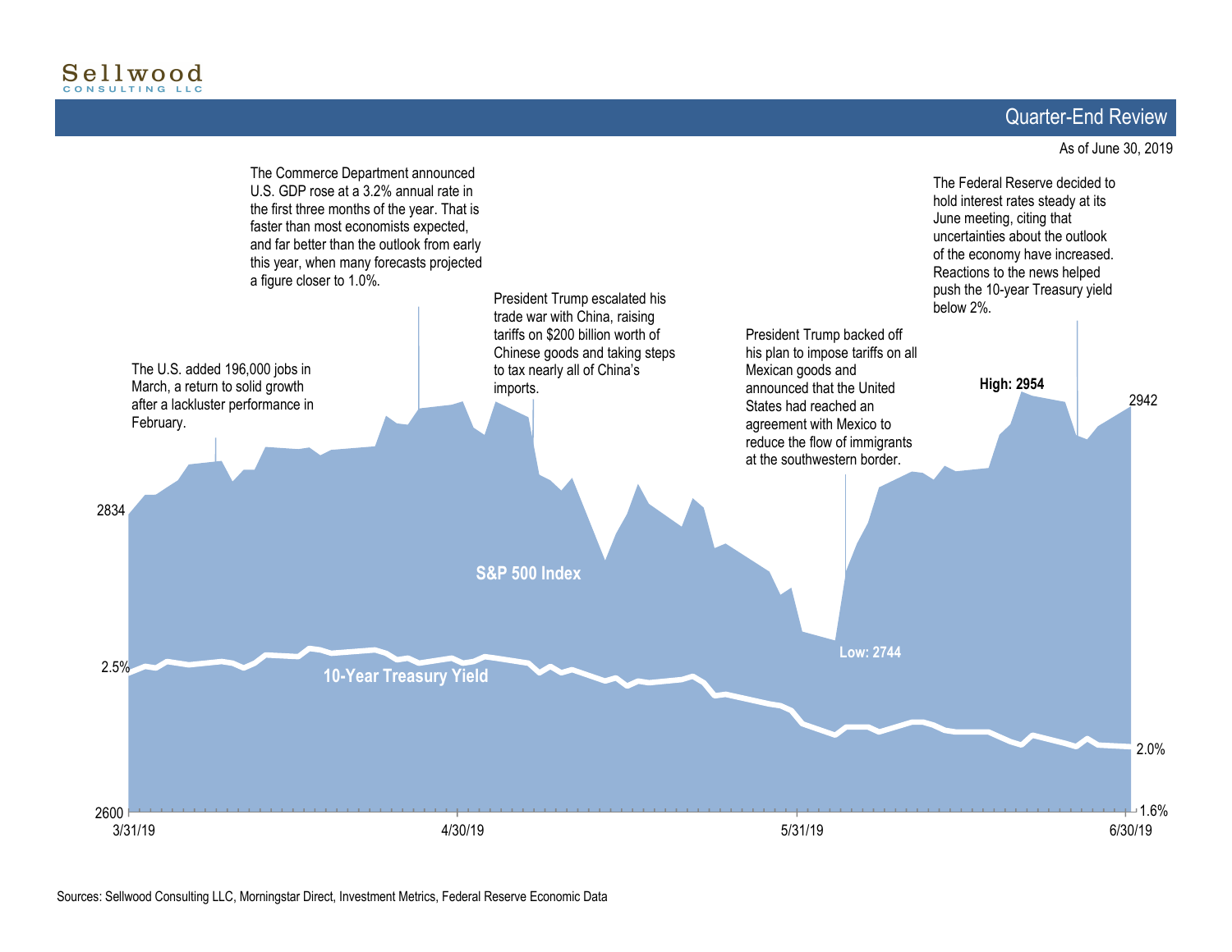Sellwood
CONSULTING LLC

## Quarter-End Review

As of June 30, 2019

The U.S. added 196,000 jobs in March, a return to solid growth after a lackluster performance in February.

The Commerce Department announced U.S. GDP rose at a 3.2% annual rate in the first three months of the year. That is faster than most economists expected, and far better than the outlook from early this year, when many forecasts projected a figure closer to 1.0%.

President Trump escalated his trade war with China, raising tariffs on $200 billion worth of Chinese goods and taking steps to tax nearly all of China's imports.

President Trump backed off his plan to impose tariffs on all Mexican goods and announced that the United States had reached an agreement with Mexico to reduce the flow of immigrants at the southwestern border.

The Federal Reserve decided to hold interest rates steady at its June meeting, citing that uncertainties about the outlook of the economy have increased. Reactions to the news helped push the 10-year Treasury yield below 2%.

S&P 500 Index

10-Year Treasury Yield

High: 2954

Low: 2744

2942

2834

2600

2.5%

2.0%

1.6%

3/31/19 | 4/30/19 | 5/31/19 | 6/30/19

Sources: Sellwood Consulting LLC, Morningstar Direct, Investment Metrics, Federal Reserve Economic Data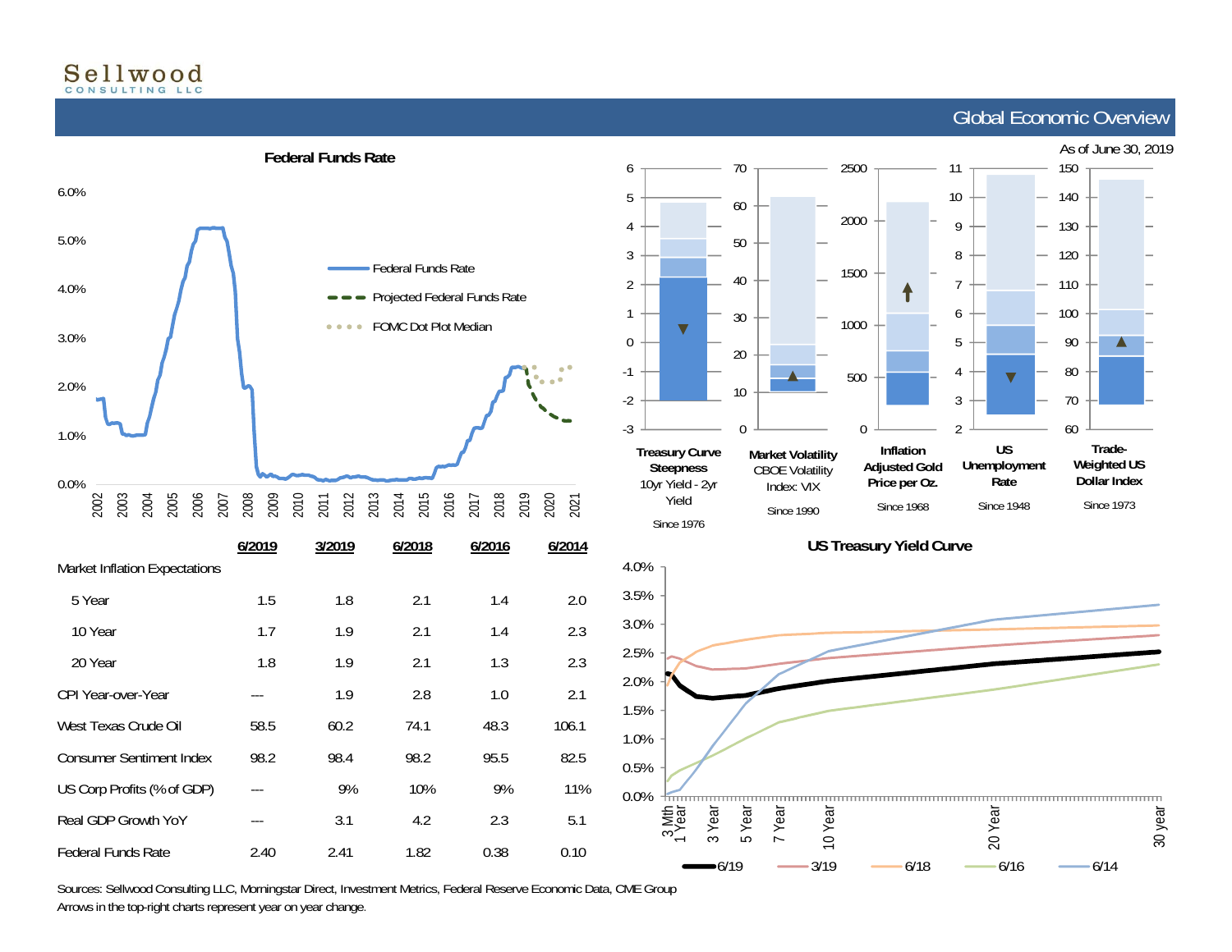# Global Economic Overview

As of June 30, 2019

## Federal Funds Rate

Federal Funds Rate

Projected Federal Funds Rate

FOMC Dot Plot Median

| | 6/2019 | 3/2019 | 6/2018 | 6/2016 | 6/2014 |
|---|---|---|---|---|---|
| Market Inflation Expectations | | | | | |
| 5 Year | 1.5 | 1.8 | 2.1 | 1.4 | 2.0 |
| 10 Year | 1.7 | 1.9 | 2.1 | 1.4 | 2.3 |
| 20 Year | 1.8 | 1.9 | 2.1 | 1.3 | 2.3 |
| CPI Year-over-Year | --- | 1.9 | 2.8 | 1.0 | 2.1 |
| West Texas Crude Oil | 58.5 | 60.2 | 74.1 | 48.3 | 106.1 |
| Consumer Sentiment Index | 98.2 | 98.4 | 98.2 | 95.5 | 82.5 |
| US Corp Profits (% of GDP) | --- | 9% | 10% | 9% | 11% |
| Real GDP Growth YoY | --- | 3.1 | 4.2 | 2.3 | 5.1 |
| Federal Funds Rate | 2.40 | 2.41 | 1.82 | 0.38 | 0.10 |

**Treasury Curve Steepness** 10yr Yield - 2yr Yield — Since 1976

**Market Volatility** CBOE Volatility Index: VIX — Since 1990

**Inflation Adjusted Gold Price per Oz.** — Since 1968

**US Unemployment Rate** — Since 1948

**Trade-Weighted US Dollar Index** — Since 1973

## US Treasury Yield Curve

6/19, 3/19, 6/18, 6/16, 6/14

Sources: Sellwood Consulting LLC, Morningstar Direct, Investment Metrics, Federal Reserve Economic Data, CME Group

Arrows in the top-right charts represent year on year change.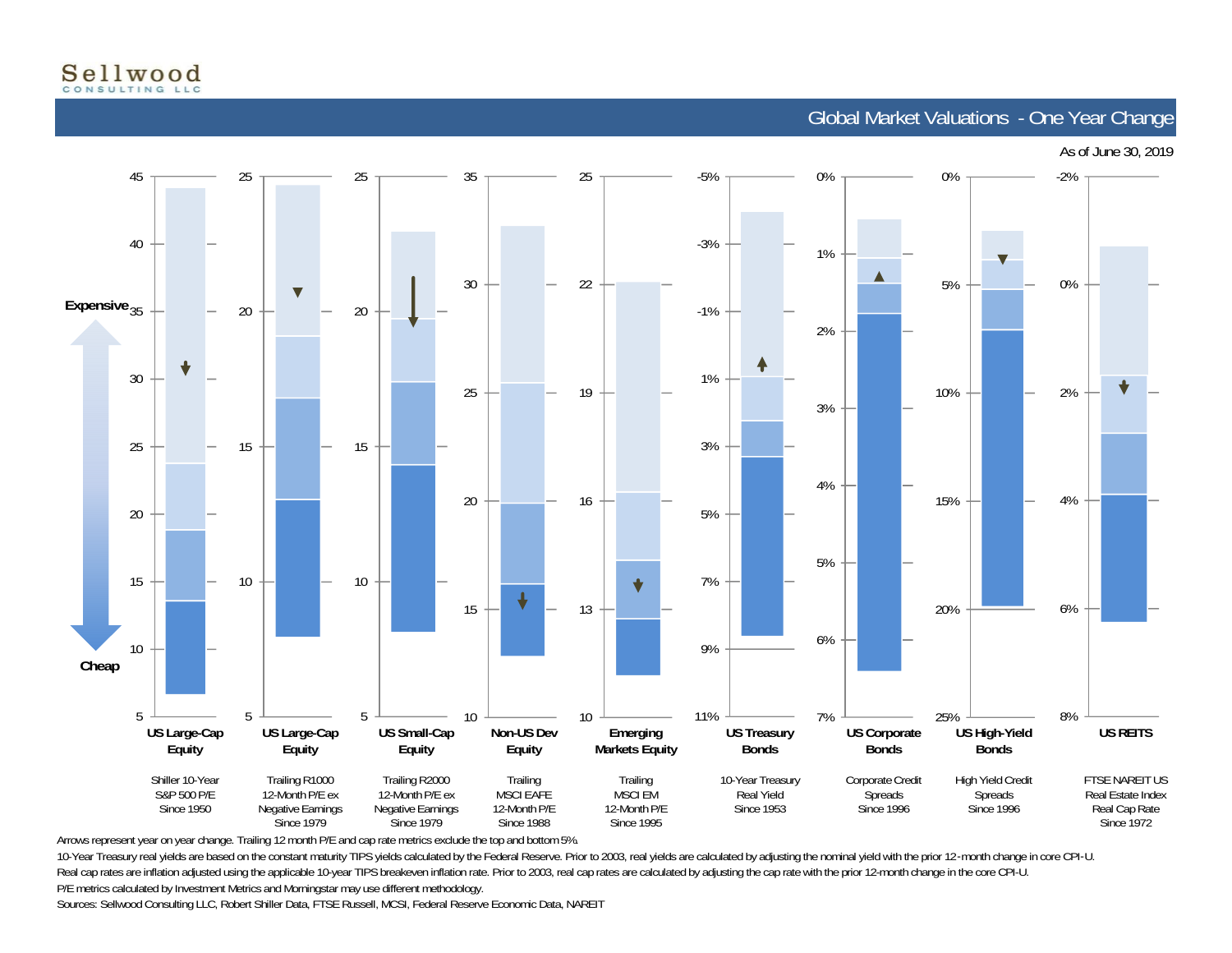Sellwood
CONSULTING LLC

## Global Market Valuations - One Year Change

As of June 30, 2019

Expensive

Cheap

| US Large-Cap Equity | US Large-Cap Equity | US Small-Cap Equity | Non-US Dev Equity | Emerging Markets Equity | US Treasury Bonds | US Corporate Bonds | US High-Yield Bonds | US REITS |
|---|---|---|---|---|---|---|---|---|
| Shiller 10-Year S&P 500 P/E Since 1950 | Trailing R1000 12-Month P/E ex Negative Earnings Since 1979 | Trailing R2000 12-Month P/E ex Negative Earnings Since 1979 | Trailing MSCI EAFE 12-Month P/E Since 1988 | Trailing MSCI EM 12-Month P/E Since 1995 | 10-Year Treasury Real Yield Since 1953 | Corporate Credit Spreads Since 1996 | High Yield Credit Spreads Since 1996 | FTSE NAREIT US Real Estate Index Real Cap Rate Since 1972 |

Arrows represent year on year change. Trailing 12 month P/E and cap rate metrics exclude the top and bottom 5%.

10-Year Treasury real yields are based on the constant maturity TIPS yields calculated by the Federal Reserve. Prior to 2003, real yields are calculated by adjusting the nominal yield with the prior 12-month change in core CPI-U.

Real cap rates are inflation adjusted using the applicable 10-year TIPS breakeven inflation rate. Prior to 2003, real cap rates are calculated by adjusting the cap rate with the prior 12-month change in the core CPI-U.

P/E metrics calculated by Investment Metrics and Morningstar may use different methodology.

Sources: Sellwood Consulting LLC, Robert Shiller Data, FTSE Russell, MCSI, Federal Reserve Economic Data, NAREIT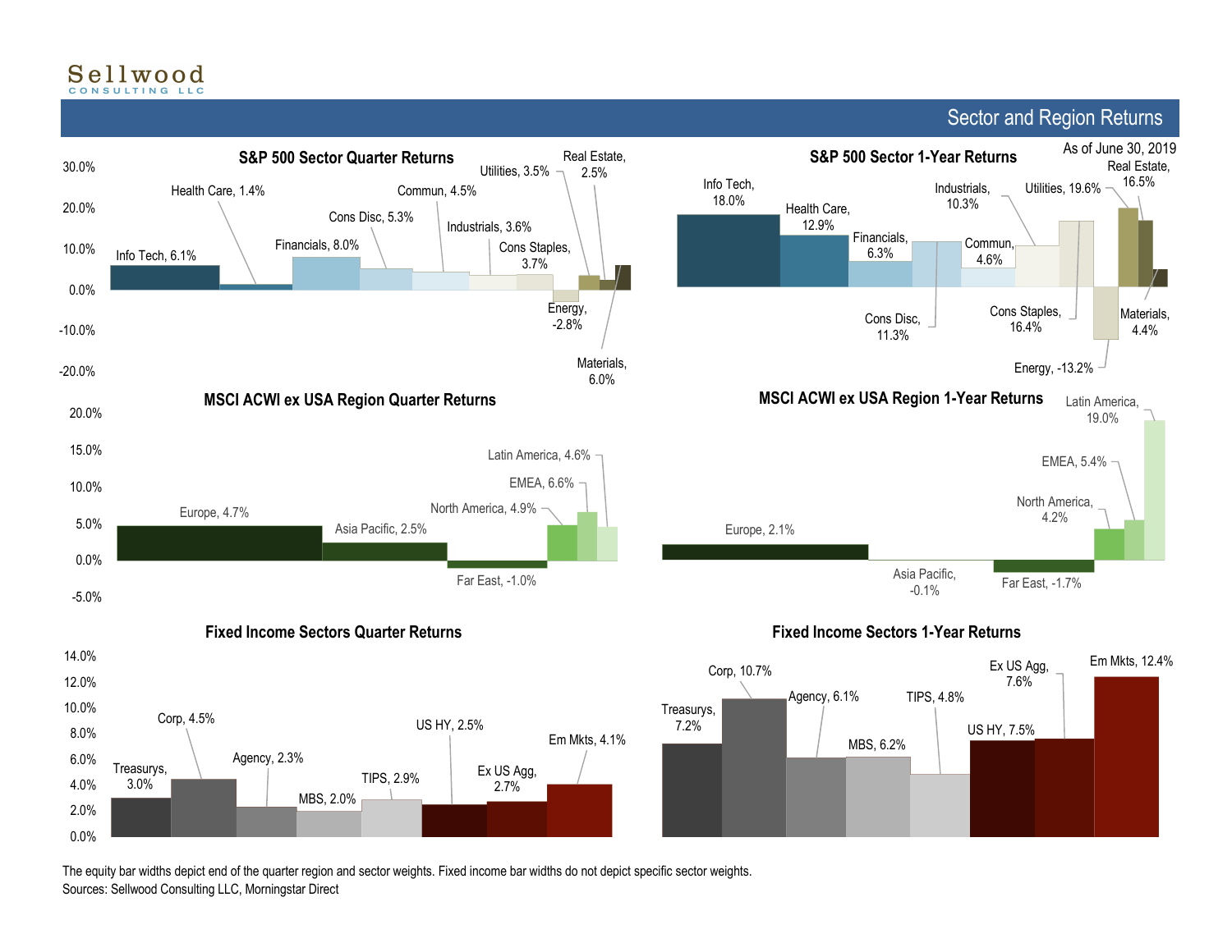Sellwood
CONSULTING LLC

# Sector and Region Returns

As of June 30, 2019

## S&P 500 Sector Quarter Returns

30.0%
20.0%
10.0%
0.0%
-10.0%
-20.0%

Info Tech, 6.1%
Health Care, 1.4%
Financials, 8.0%
Cons Disc, 5.3%
Commun, 4.5%
Industrials, 3.6%
Cons Staples, 3.7%
Energy, -2.8%
Utilities, 3.5%
Real Estate, 2.5%
Materials, 6.0%

## S&P 500 Sector 1-Year Returns

Info Tech, 18.0%
Health Care, 12.9%
Financials, 6.3%
Cons Disc, 11.3%
Commun, 4.6%
Industrials, 10.3%
Cons Staples, 16.4%
Energy, -13.2%
Utilities, 19.6%
Real Estate, 16.5%
Materials, 4.4%

## MSCI ACWI ex USA Region Quarter Returns

20.0%
15.0%
10.0%
5.0%
0.0%
-5.0%

Europe, 4.7%
Asia Pacific, 2.5%
Far East, -1.0%
North America, 4.9%
EMEA, 6.6%
Latin America, 4.6%

## MSCI ACWI ex USA Region 1-Year Returns

Europe, 2.1%
Asia Pacific, -0.1%
Far East, -1.7%
North America, 4.2%
EMEA, 5.4%
Latin America, 19.0%

## Fixed Income Sectors Quarter Returns

14.0%
12.0%
10.0%
8.0%
6.0%
4.0%
2.0%
0.0%

Treasurys, 3.0%
Corp, 4.5%
Agency, 2.3%
MBS, 2.0%
TIPS, 2.9%
US HY, 2.5%
Ex US Agg, 2.7%
Em Mkts, 4.1%

## Fixed Income Sectors 1-Year Returns

Treasurys, 7.2%
Corp, 10.7%
Agency, 6.1%
MBS, 6.2%
TIPS, 4.8%
US HY, 7.5%
Ex US Agg, 7.6%
Em Mkts, 12.4%

The equity bar widths depict end of the quarter region and sector weights. Fixed income bar widths do not depict specific sector weights.
Sources: Sellwood Consulting LLC, Morningstar Direct